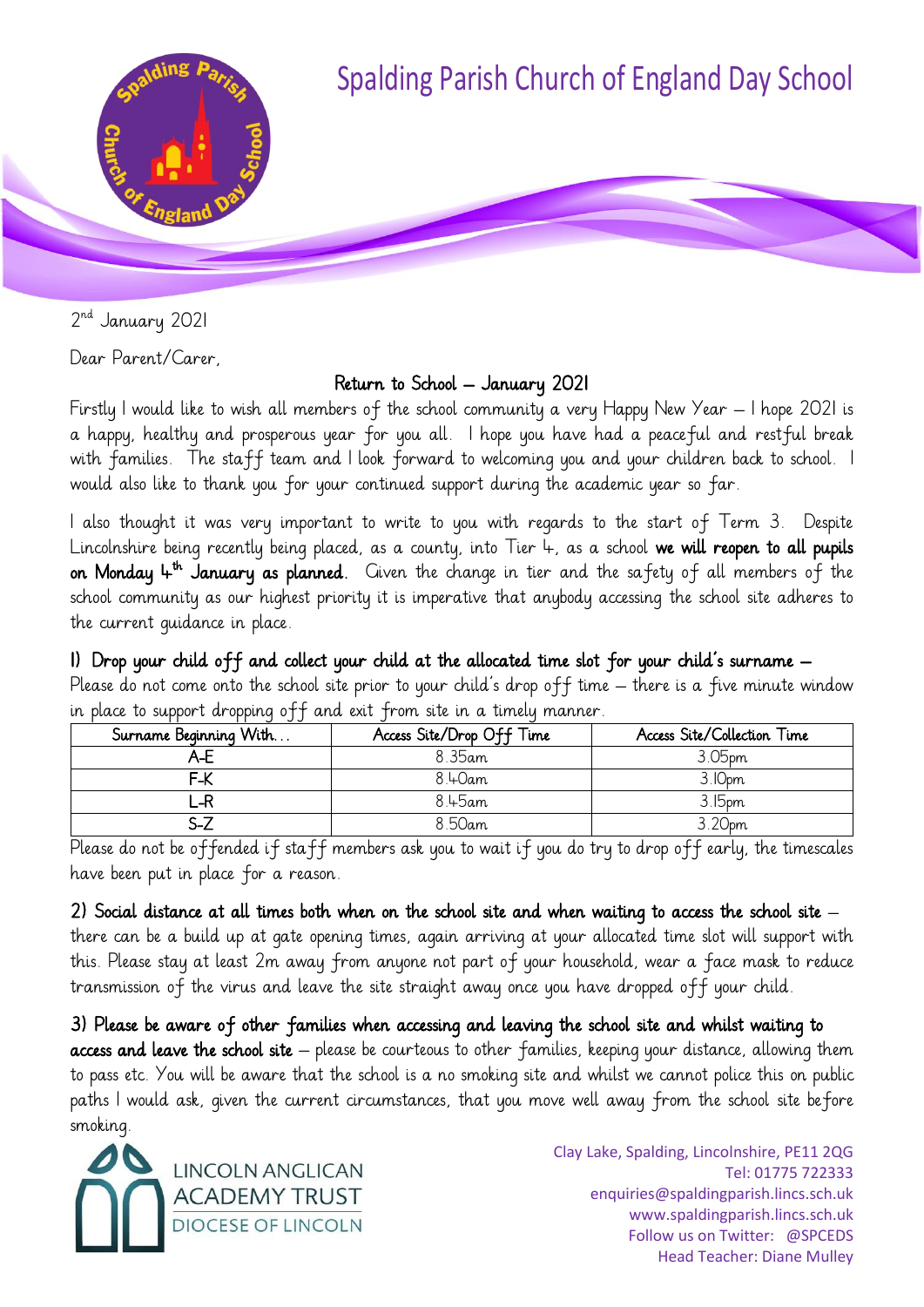# Spalding Parish Church of England Day School

2nd January 2021

Dear Parent/Carer,

## Return to School – January 2021

Firstly I would like to wish all members of the school community a very Happy New Year – I hope 2021 is a happy, healthy and prosperous year for you all. I hope you have had a peaceful and restful break with families. The staff team and I look forward to welcoming you and your children back to school. I would also like to thank you for your continued support during the academic year so far.

I also thought it was very important to write to you with regards to the start of Term 3. Despite Lincolnshire being recently being placed, as a county, into Tier 4, as a school **we will reopen to all pupils on Monday 4th January as planned.** Given the change in tier and the safety of all members of the school community as our highest priority it is imperative that anybody accessing the school site adheres to the current guidance in place.

**1) Drop your child off and collect your child at the allocated time slot for your child's surname –** Please do not come onto the school site prior to your child's drop off time – there is a five minute window in place to support dropping off and exit from site in a timely manner.

| Surname Beginning With… | Access Site/Drop Off Time | Access Site/Collection Time |
|---|---|---|
| A-E | 8.35am | 3.05pm |
| F-K | 8.40am | 3.10pm |
| L-R | 8.45am | 3.15pm |
| S-Z | 8.50am | 3.20pm |

Please do not be offended if staff members ask you to wait if you do try to drop off early, the timescales have been put in place for a reason.

**2) Social distance at all times both when on the school site and when waiting to access the school site –** there can be a build up at gate opening times, again arriving at your allocated time slot will support with this. Please stay at least 2m away from anyone not part of your household, wear a face mask to reduce transmission of the virus and leave the site straight away once you have dropped off your child.

**3) Please be aware of other families when accessing and leaving the school site and whilst waiting to access and leave the school site –** please be courteous to other families, keeping your distance, allowing them to pass etc. You will be aware that the school is a no smoking site and whilst we cannot police this on public paths I would ask, given the current circumstances, that you move well away from the school site before smoking.

LINCOLN ANGLICAN ACADEMY TRUST
DIOCESE OF LINCOLN

Clay Lake, Spalding, Lincolnshire, PE11 2QG
Tel: 01775 722333
enquiries@spaldingparish.lincs.sch.uk
www.spaldingparish.lincs.sch.uk
Follow us on Twitter: @SPCEDS
Head Teacher: Diane Mulley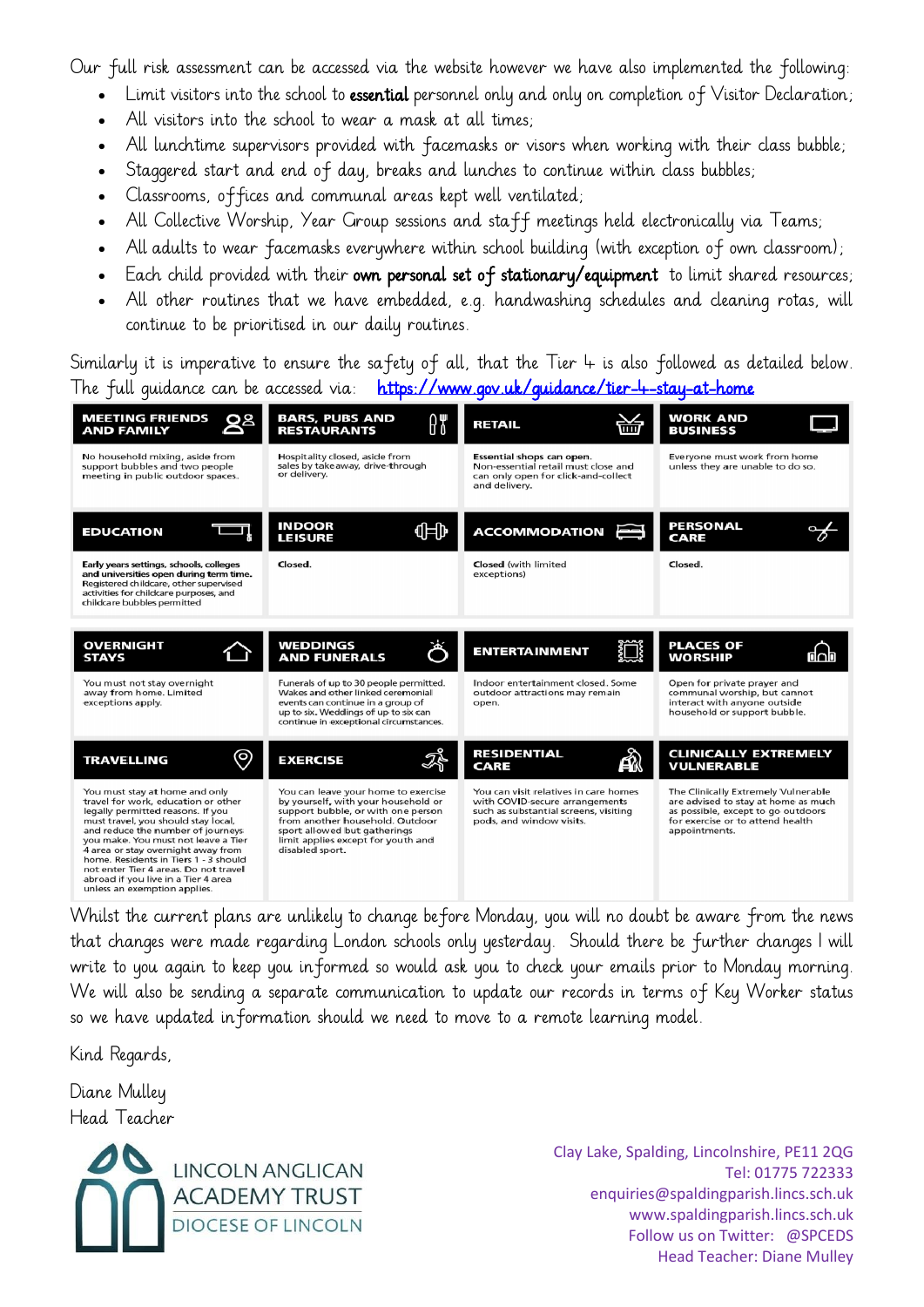Our full risk assessment can be accessed via the website however we have also implemented the following:

- Limit visitors into the school to **essential** personnel only and only on completion of Visitor Declaration;
- All visitors into the school to wear a mask at all times;
- All lunchtime supervisors provided with facemasks or visors when working with their class bubble;
- Staggered start and end of day, breaks and lunches to continue within class bubbles;
- Classrooms, offices and communal areas kept well ventilated;
- All Collective Worship, Year Group sessions and staff meetings held electronically via Teams;
- All adults to wear facemasks everywhere within school building (with exception of own classroom);
- Each child provided with their **own personal set of stationary/equipment** to limit shared resources;
- All other routines that we have embedded, e.g. handwashing schedules and cleaning rotas, will continue to be prioritised in our daily routines.

Similarly it is imperative to ensure the safety of all, that the Tier 4 is also followed as detailed below. The full guidance can be accessed via: [https://www.gov.uk/guidance/tier-4-stay-at-home](https://www.gov.uk/guidance/tier-4-stay-at-home)

| MEETING FRIENDS AND FAMILY | BARS, PUBS AND RESTAURANTS | RETAIL | WORK AND BUSINESS |
|---|---|---|---|
| No household mixing, aside from support bubbles and two people meeting in public outdoor spaces. | Hospitality closed, aside from sales by takeaway, drive-through or delivery. | Essential shops can open. Non-essential retail must close and can only open for click-and-collect and delivery. | Everyone must work from home unless they are unable to do so. |
| **EDUCATION** | **INDOOR LEISURE** | **ACCOMMODATION** | **PERSONAL CARE** |
| Early years settings, schools, colleges and universities open during term time. Registered childcare, other supervised activities for childcare purposes, and childcare bubbles permitted | Closed. | Closed (with limited exceptions) | Closed. |
| **OVERNIGHT STAYS** | **WEDDINGS AND FUNERALS** | **ENTERTAINMENT** | **PLACES OF WORSHIP** |
| You must not stay overnight away from home. Limited exceptions apply. | Funerals of up to 30 people permitted. Wakes and other linked ceremonial events can continue in a group of up to six. Weddings of up to six can continue in exceptional circumstances. | Indoor entertainment closed. Some outdoor attractions may remain open. | Open for private prayer and communal worship, but cannot interact with anyone outside household or support bubble. |
| **TRAVELLING** | **EXERCISE** | **RESIDENTIAL CARE** | **CLINICALLY EXTREMELY VULNERABLE** |
| You must stay at home and only travel for work, education or other legally permitted reasons. If you must travel, you should stay local, and reduce the number of journeys you make. You must not leave a Tier 4 area or stay overnight away from home. Residents in Tiers 1 - 3 should not enter Tier 4 areas. Do not travel abroad if you live in a Tier 4 area unless an exemption applies. | You can leave your home to exercise by yourself, with your household or support bubble, or with one person from another household. Outdoor sport allowed but gatherings limit applies except for youth and disabled sport. | You can visit relatives in care homes with COVID-secure arrangements such as substantial screens, visiting pods, and window visits. | The Clinically Extremely Vulnerable are advised to stay at home as much as possible, except to go outdoors for exercise or to attend health appointments. |

Whilst the current plans are unlikely to change before Monday, you will no doubt be aware from the news that changes were made regarding London schools only yesterday. Should there be further changes I will write to you again to keep you informed so would ask you to check your emails prior to Monday morning. We will also be sending a separate communication to update our records in terms of Key Worker status so we have updated information should we need to move to a remote learning model.

Kind Regards,

Diane Mulley
Head Teacher

LINCOLN ANGLICAN ACADEMY TRUST
DIOCESE OF LINCOLN

Clay Lake, Spalding, Lincolnshire, PE11 2QG
Tel: 01775 722333
enquiries@spaldingparish.lincs.sch.uk
www.spaldingparish.lincs.sch.uk
Follow us on Twitter: @SPCEDS
Head Teacher: Diane Mulley